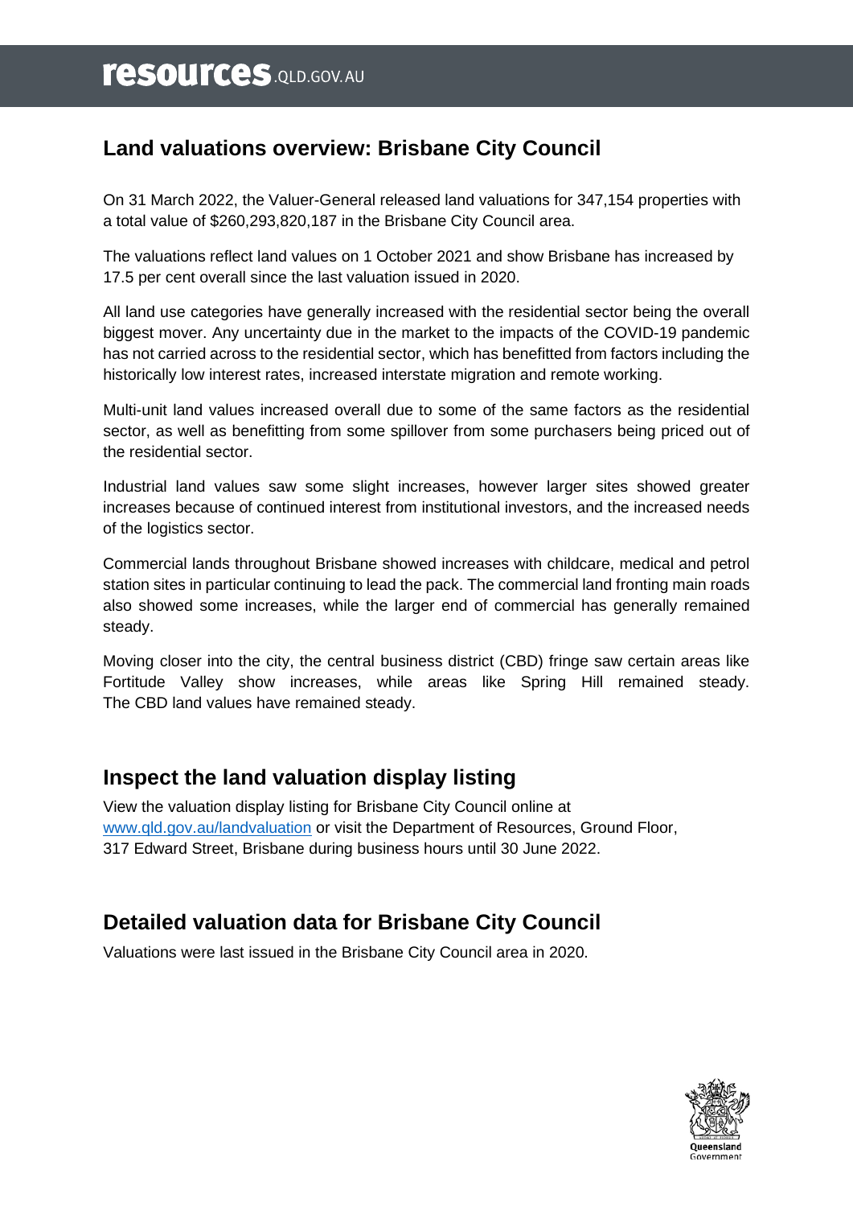# Land valuations overview: Brisbane City Council

On 31 March 2022, the Valuer-General released land valuations for 347,154 properties with a total value of $260,293,820,187 in the Brisbane City Council area.

The valuations reflect land values on 1 October 2021 and show Brisbane has increased by 17.5 per cent overall since the last valuation issued in 2020.

All land use categories have generally increased with the residential sector being the overall biggest mover. Any uncertainty due in the market to the impacts of the COVID-19 pandemic has not carried across to the residential sector, which has benefitted from factors including the historically low interest rates, increased interstate migration and remote working.

Multi-unit land values increased overall due to some of the same factors as the residential sector, as well as benefitting from some spillover from some purchasers being priced out of the residential sector.

Industrial land values saw some slight increases, however larger sites showed greater increases because of continued interest from institutional investors, and the increased needs of the logistics sector.

Commercial lands throughout Brisbane showed increases with childcare, medical and petrol station sites in particular continuing to lead the pack. The commercial land fronting main roads also showed some increases, while the larger end of commercial has generally remained steady.

Moving closer into the city, the central business district (CBD) fringe saw certain areas like Fortitude Valley show increases, while areas like Spring Hill remained steady. The CBD land values have remained steady.

## Inspect the land valuation display listing

View the valuation display listing for Brisbane City Council online at [www.qld.gov.au/landvaluation](http://www.qld.gov.au/landvaluation) or visit the Department of Resources, Ground Floor, 317 Edward Street, Brisbane during business hours until 30 June 2022.

## Detailed valuation data for Brisbane City Council

Valuations were last issued in the Brisbane City Council area in 2020.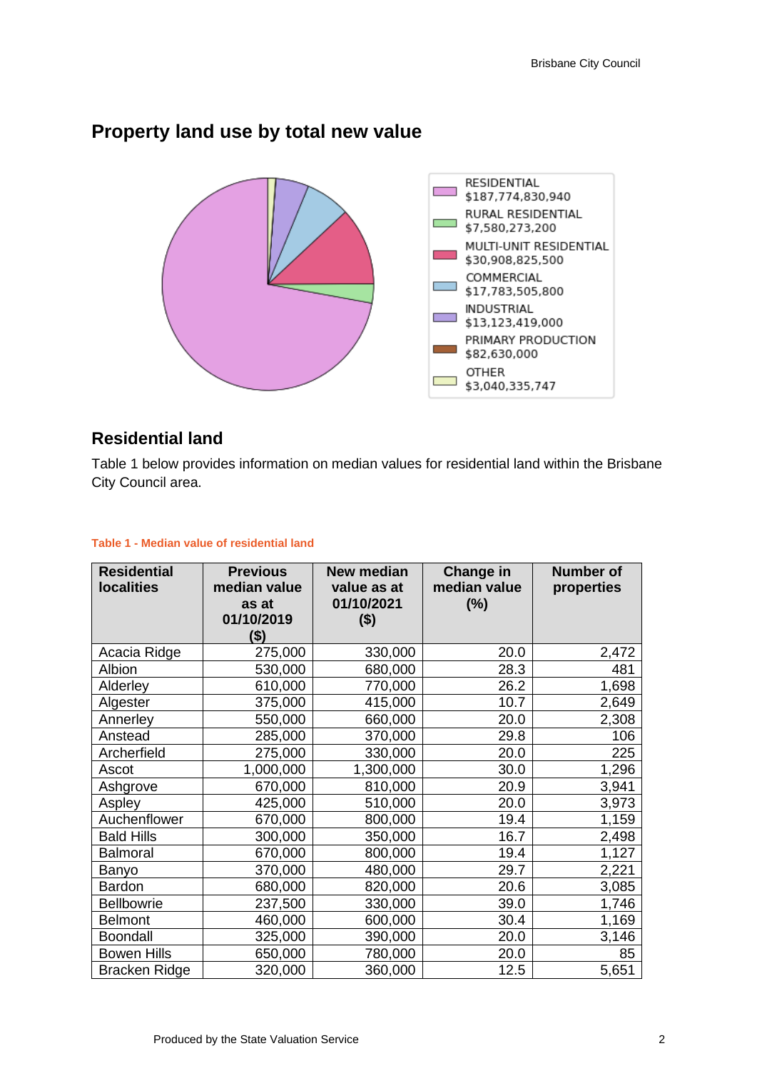## Property land use by total new value

RESIDENTIAL $187,774,830,940
RURAL RESIDENTIAL $7,580,273,200
MULTI-UNIT RESIDENTIAL $30,908,825,500
COMMERCIAL $17,783,505,800
INDUSTRIAL $13,123,419,000
PRIMARY PRODUCTION $82,630,000
OTHER $3,040,335,747

## Residential land

Table 1 below provides information on median values for residential land within the Brisbane City Council area.

**Table 1 - Median value of residential land**

| Residential localities | Previous median value as at 01/10/2019 ($) | New median value as at 01/10/2021 ($) | Change in median value (%) | Number of properties |
|---|---|---|---|---|
| Acacia Ridge | 275,000 | 330,000 | 20.0 | 2,472 |
| Albion | 530,000 | 680,000 | 28.3 | 481 |
| Alderley | 610,000 | 770,000 | 26.2 | 1,698 |
| Algester | 375,000 | 415,000 | 10.7 | 2,649 |
| Annerley | 550,000 | 660,000 | 20.0 | 2,308 |
| Anstead | 285,000 | 370,000 | 29.8 | 106 |
| Archerfield | 275,000 | 330,000 | 20.0 | 225 |
| Ascot | 1,000,000 | 1,300,000 | 30.0 | 1,296 |
| Ashgrove | 670,000 | 810,000 | 20.9 | 3,941 |
| Aspley | 425,000 | 510,000 | 20.0 | 3,973 |
| Auchenflower | 670,000 | 800,000 | 19.4 | 1,159 |
| Bald Hills | 300,000 | 350,000 | 16.7 | 2,498 |
| Balmoral | 670,000 | 800,000 | 19.4 | 1,127 |
| Banyo | 370,000 | 480,000 | 29.7 | 2,221 |
| Bardon | 680,000 | 820,000 | 20.6 | 3,085 |
| Bellbowrie | 237,500 | 330,000 | 39.0 | 1,746 |
| Belmont | 460,000 | 600,000 | 30.4 | 1,169 |
| Boondall | 325,000 | 390,000 | 20.0 | 3,146 |
| Bowen Hills | 650,000 | 780,000 | 20.0 | 85 |
| Bracken Ridge | 320,000 | 360,000 | 12.5 | 5,651 |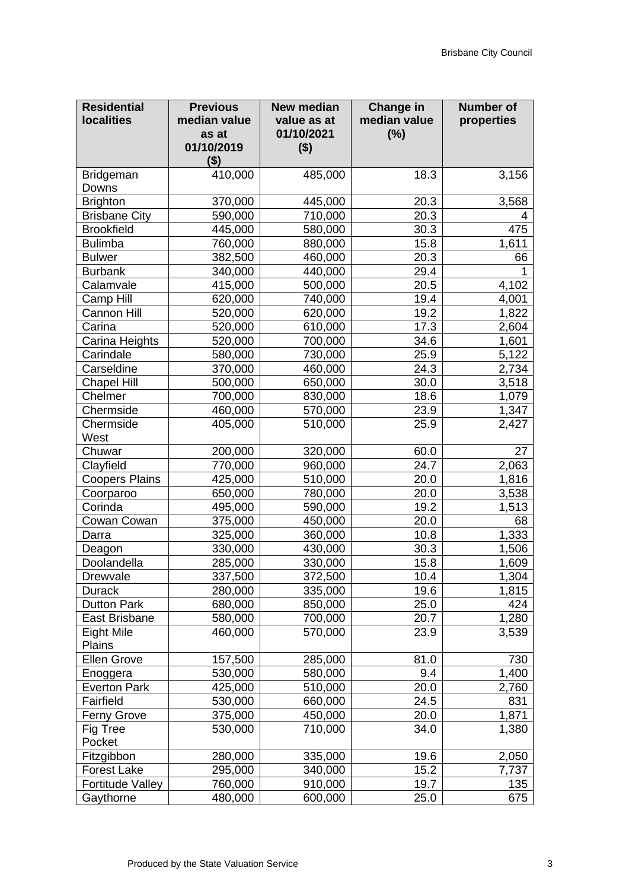| Residential localities | Previous median value as at 01/10/2019 ($) | New median value as at 01/10/2021 ($) | Change in median value (%) | Number of properties |
|---|---|---|---|---|
| Bridgeman Downs | 410,000 | 485,000 | 18.3 | 3,156 |
| Brighton | 370,000 | 445,000 | 20.3 | 3,568 |
| Brisbane City | 590,000 | 710,000 | 20.3 | 4 |
| Brookfield | 445,000 | 580,000 | 30.3 | 475 |
| Bulimba | 760,000 | 880,000 | 15.8 | 1,611 |
| Bulwer | 382,500 | 460,000 | 20.3 | 66 |
| Burbank | 340,000 | 440,000 | 29.4 | 1 |
| Calamvale | 415,000 | 500,000 | 20.5 | 4,102 |
| Camp Hill | 620,000 | 740,000 | 19.4 | 4,001 |
| Cannon Hill | 520,000 | 620,000 | 19.2 | 1,822 |
| Carina | 520,000 | 610,000 | 17.3 | 2,604 |
| Carina Heights | 520,000 | 700,000 | 34.6 | 1,601 |
| Carindale | 580,000 | 730,000 | 25.9 | 5,122 |
| Carseldine | 370,000 | 460,000 | 24.3 | 2,734 |
| Chapel Hill | 500,000 | 650,000 | 30.0 | 3,518 |
| Chelmer | 700,000 | 830,000 | 18.6 | 1,079 |
| Chermside | 460,000 | 570,000 | 23.9 | 1,347 |
| Chermside West | 405,000 | 510,000 | 25.9 | 2,427 |
| Chuwar | 200,000 | 320,000 | 60.0 | 27 |
| Clayfield | 770,000 | 960,000 | 24.7 | 2,063 |
| Coopers Plains | 425,000 | 510,000 | 20.0 | 1,816 |
| Coorparoo | 650,000 | 780,000 | 20.0 | 3,538 |
| Corinda | 495,000 | 590,000 | 19.2 | 1,513 |
| Cowan Cowan | 375,000 | 450,000 | 20.0 | 68 |
| Darra | 325,000 | 360,000 | 10.8 | 1,333 |
| Deagon | 330,000 | 430,000 | 30.3 | 1,506 |
| Doolandella | 285,000 | 330,000 | 15.8 | 1,609 |
| Drewvale | 337,500 | 372,500 | 10.4 | 1,304 |
| Durack | 280,000 | 335,000 | 19.6 | 1,815 |
| Dutton Park | 680,000 | 850,000 | 25.0 | 424 |
| East Brisbane | 580,000 | 700,000 | 20.7 | 1,280 |
| Eight Mile Plains | 460,000 | 570,000 | 23.9 | 3,539 |
| Ellen Grove | 157,500 | 285,000 | 81.0 | 730 |
| Enoggera | 530,000 | 580,000 | 9.4 | 1,400 |
| Everton Park | 425,000 | 510,000 | 20.0 | 2,760 |
| Fairfield | 530,000 | 660,000 | 24.5 | 831 |
| Ferny Grove | 375,000 | 450,000 | 20.0 | 1,871 |
| Fig Tree Pocket | 530,000 | 710,000 | 34.0 | 1,380 |
| Fitzgibbon | 280,000 | 335,000 | 19.6 | 2,050 |
| Forest Lake | 295,000 | 340,000 | 15.2 | 7,737 |
| Fortitude Valley | 760,000 | 910,000 | 19.7 | 135 |
| Gaythorne | 480,000 | 600,000 | 25.0 | 675 |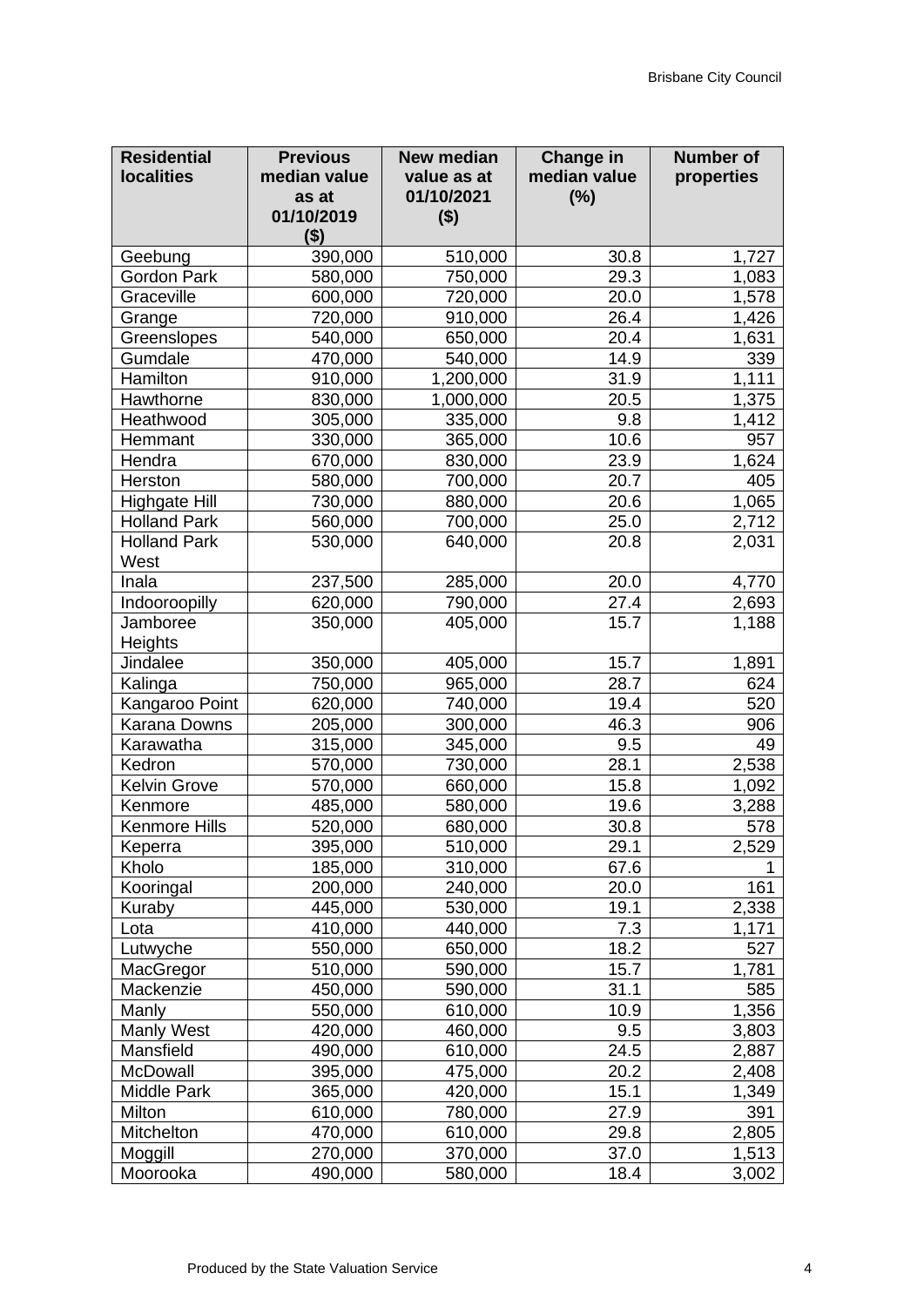| Residential localities | Previous median value as at 01/10/2019 ($) | New median value as at 01/10/2021 ($) | Change in median value (%) | Number of properties |
|---|---|---|---|---|
| Geebung | 390,000 | 510,000 | 30.8 | 1,727 |
| Gordon Park | 580,000 | 750,000 | 29.3 | 1,083 |
| Graceville | 600,000 | 720,000 | 20.0 | 1,578 |
| Grange | 720,000 | 910,000 | 26.4 | 1,426 |
| Greenslopes | 540,000 | 650,000 | 20.4 | 1,631 |
| Gumdale | 470,000 | 540,000 | 14.9 | 339 |
| Hamilton | 910,000 | 1,200,000 | 31.9 | 1,111 |
| Hawthorne | 830,000 | 1,000,000 | 20.5 | 1,375 |
| Heathwood | 305,000 | 335,000 | 9.8 | 1,412 |
| Hemmant | 330,000 | 365,000 | 10.6 | 957 |
| Hendra | 670,000 | 830,000 | 23.9 | 1,624 |
| Herston | 580,000 | 700,000 | 20.7 | 405 |
| Highgate Hill | 730,000 | 880,000 | 20.6 | 1,065 |
| Holland Park | 560,000 | 700,000 | 25.0 | 2,712 |
| Holland Park West | 530,000 | 640,000 | 20.8 | 2,031 |
| Inala | 237,500 | 285,000 | 20.0 | 4,770 |
| Indooroopilly | 620,000 | 790,000 | 27.4 | 2,693 |
| Jamboree Heights | 350,000 | 405,000 | 15.7 | 1,188 |
| Jindalee | 350,000 | 405,000 | 15.7 | 1,891 |
| Kalinga | 750,000 | 965,000 | 28.7 | 624 |
| Kangaroo Point | 620,000 | 740,000 | 19.4 | 520 |
| Karana Downs | 205,000 | 300,000 | 46.3 | 906 |
| Karawatha | 315,000 | 345,000 | 9.5 | 49 |
| Kedron | 570,000 | 730,000 | 28.1 | 2,538 |
| Kelvin Grove | 570,000 | 660,000 | 15.8 | 1,092 |
| Kenmore | 485,000 | 580,000 | 19.6 | 3,288 |
| Kenmore Hills | 520,000 | 680,000 | 30.8 | 578 |
| Keperra | 395,000 | 510,000 | 29.1 | 2,529 |
| Kholo | 185,000 | 310,000 | 67.6 | 1 |
| Kooringal | 200,000 | 240,000 | 20.0 | 161 |
| Kuraby | 445,000 | 530,000 | 19.1 | 2,338 |
| Lota | 410,000 | 440,000 | 7.3 | 1,171 |
| Lutwyche | 550,000 | 650,000 | 18.2 | 527 |
| MacGregor | 510,000 | 590,000 | 15.7 | 1,781 |
| Mackenzie | 450,000 | 590,000 | 31.1 | 585 |
| Manly | 550,000 | 610,000 | 10.9 | 1,356 |
| Manly West | 420,000 | 460,000 | 9.5 | 3,803 |
| Mansfield | 490,000 | 610,000 | 24.5 | 2,887 |
| McDowall | 395,000 | 475,000 | 20.2 | 2,408 |
| Middle Park | 365,000 | 420,000 | 15.1 | 1,349 |
| Milton | 610,000 | 780,000 | 27.9 | 391 |
| Mitchelton | 470,000 | 610,000 | 29.8 | 2,805 |
| Moggill | 270,000 | 370,000 | 37.0 | 1,513 |
| Moorooka | 490,000 | 580,000 | 18.4 | 3,002 |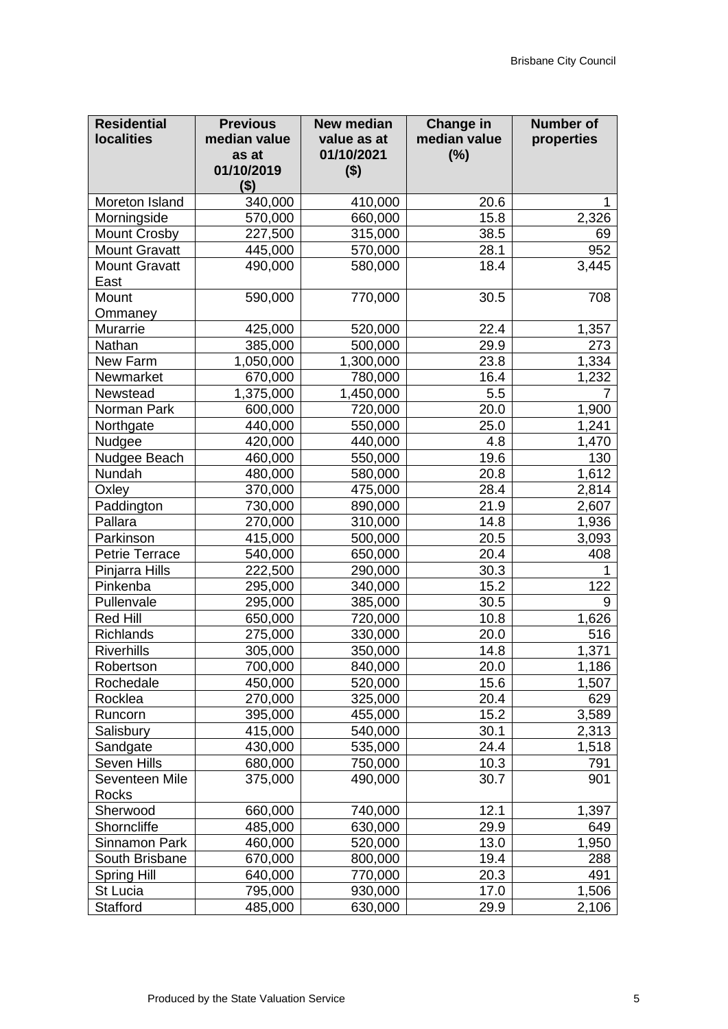| Residential localities | Previous median value as at 01/10/2019 ($) | New median value as at 01/10/2021 ($) | Change in median value (%) | Number of properties |
|---|---|---|---|---|
| Moreton Island | 340,000 | 410,000 | 20.6 | 1 |
| Morningside | 570,000 | 660,000 | 15.8 | 2,326 |
| Mount Crosby | 227,500 | 315,000 | 38.5 | 69 |
| Mount Gravatt | 445,000 | 570,000 | 28.1 | 952 |
| Mount Gravatt East | 490,000 | 580,000 | 18.4 | 3,445 |
| Mount Ommaney | 590,000 | 770,000 | 30.5 | 708 |
| Murarrie | 425,000 | 520,000 | 22.4 | 1,357 |
| Nathan | 385,000 | 500,000 | 29.9 | 273 |
| New Farm | 1,050,000 | 1,300,000 | 23.8 | 1,334 |
| Newmarket | 670,000 | 780,000 | 16.4 | 1,232 |
| Newstead | 1,375,000 | 1,450,000 | 5.5 | 7 |
| Norman Park | 600,000 | 720,000 | 20.0 | 1,900 |
| Northgate | 440,000 | 550,000 | 25.0 | 1,241 |
| Nudgee | 420,000 | 440,000 | 4.8 | 1,470 |
| Nudgee Beach | 460,000 | 550,000 | 19.6 | 130 |
| Nundah | 480,000 | 580,000 | 20.8 | 1,612 |
| Oxley | 370,000 | 475,000 | 28.4 | 2,814 |
| Paddington | 730,000 | 890,000 | 21.9 | 2,607 |
| Pallara | 270,000 | 310,000 | 14.8 | 1,936 |
| Parkinson | 415,000 | 500,000 | 20.5 | 3,093 |
| Petrie Terrace | 540,000 | 650,000 | 20.4 | 408 |
| Pinjarra Hills | 222,500 | 290,000 | 30.3 | 1 |
| Pinkenba | 295,000 | 340,000 | 15.2 | 122 |
| Pullenvale | 295,000 | 385,000 | 30.5 | 9 |
| Red Hill | 650,000 | 720,000 | 10.8 | 1,626 |
| Richlands | 275,000 | 330,000 | 20.0 | 516 |
| Riverhills | 305,000 | 350,000 | 14.8 | 1,371 |
| Robertson | 700,000 | 840,000 | 20.0 | 1,186 |
| Rochedale | 450,000 | 520,000 | 15.6 | 1,507 |
| Rocklea | 270,000 | 325,000 | 20.4 | 629 |
| Runcorn | 395,000 | 455,000 | 15.2 | 3,589 |
| Salisbury | 415,000 | 540,000 | 30.1 | 2,313 |
| Sandgate | 430,000 | 535,000 | 24.4 | 1,518 |
| Seven Hills | 680,000 | 750,000 | 10.3 | 791 |
| Seventeen Mile Rocks | 375,000 | 490,000 | 30.7 | 901 |
| Sherwood | 660,000 | 740,000 | 12.1 | 1,397 |
| Shorncliffe | 485,000 | 630,000 | 29.9 | 649 |
| Sinnamon Park | 460,000 | 520,000 | 13.0 | 1,950 |
| South Brisbane | 670,000 | 800,000 | 19.4 | 288 |
| Spring Hill | 640,000 | 770,000 | 20.3 | 491 |
| St Lucia | 795,000 | 930,000 | 17.0 | 1,506 |
| Stafford | 485,000 | 630,000 | 29.9 | 2,106 |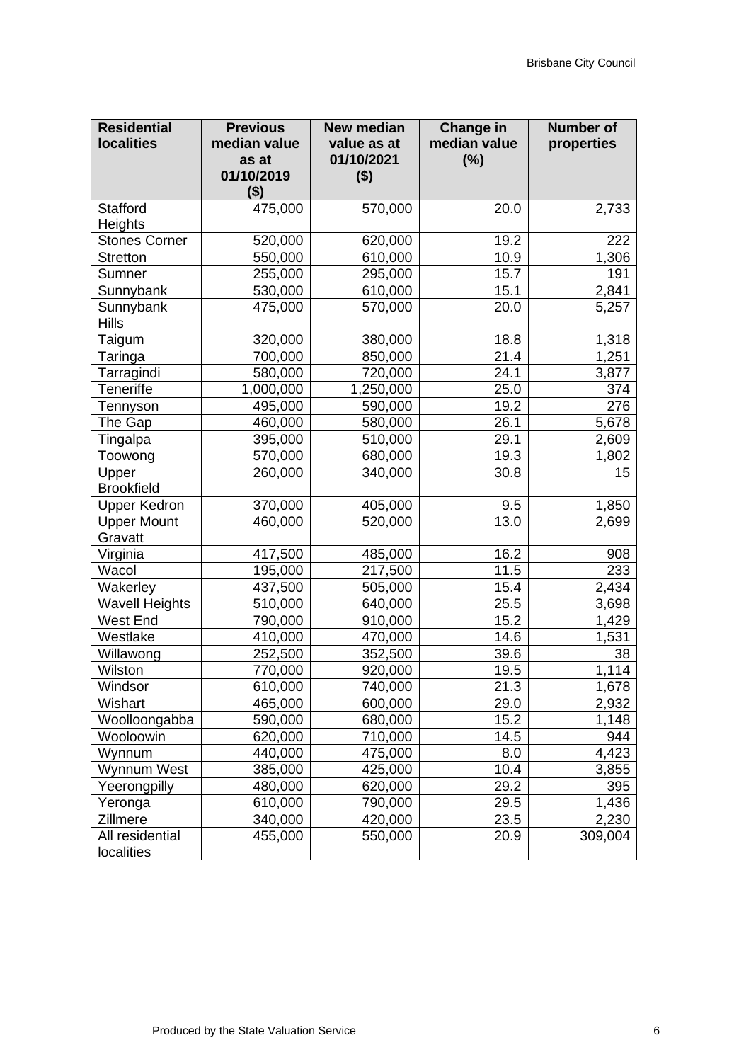| Residential localities | Previous median value as at 01/10/2019 ($) | New median value as at 01/10/2021 ($) | Change in median value (%) | Number of properties |
|---|---|---|---|---|
| Stafford Heights | 475,000 | 570,000 | 20.0 | 2,733 |
| Stones Corner | 520,000 | 620,000 | 19.2 | 222 |
| Stretton | 550,000 | 610,000 | 10.9 | 1,306 |
| Sumner | 255,000 | 295,000 | 15.7 | 191 |
| Sunnybank | 530,000 | 610,000 | 15.1 | 2,841 |
| Sunnybank Hills | 475,000 | 570,000 | 20.0 | 5,257 |
| Taigum | 320,000 | 380,000 | 18.8 | 1,318 |
| Taringa | 700,000 | 850,000 | 21.4 | 1,251 |
| Tarragindi | 580,000 | 720,000 | 24.1 | 3,877 |
| Teneriffe | 1,000,000 | 1,250,000 | 25.0 | 374 |
| Tennyson | 495,000 | 590,000 | 19.2 | 276 |
| The Gap | 460,000 | 580,000 | 26.1 | 5,678 |
| Tingalpa | 395,000 | 510,000 | 29.1 | 2,609 |
| Toowong | 570,000 | 680,000 | 19.3 | 1,802 |
| Upper Brookfield | 260,000 | 340,000 | 30.8 | 15 |
| Upper Kedron | 370,000 | 405,000 | 9.5 | 1,850 |
| Upper Mount Gravatt | 460,000 | 520,000 | 13.0 | 2,699 |
| Virginia | 417,500 | 485,000 | 16.2 | 908 |
| Wacol | 195,000 | 217,500 | 11.5 | 233 |
| Wakerley | 437,500 | 505,000 | 15.4 | 2,434 |
| Wavell Heights | 510,000 | 640,000 | 25.5 | 3,698 |
| West End | 790,000 | 910,000 | 15.2 | 1,429 |
| Westlake | 410,000 | 470,000 | 14.6 | 1,531 |
| Willawong | 252,500 | 352,500 | 39.6 | 38 |
| Wilston | 770,000 | 920,000 | 19.5 | 1,114 |
| Windsor | 610,000 | 740,000 | 21.3 | 1,678 |
| Wishart | 465,000 | 600,000 | 29.0 | 2,932 |
| Woolloongabba | 590,000 | 680,000 | 15.2 | 1,148 |
| Wooloowin | 620,000 | 710,000 | 14.5 | 944 |
| Wynnum | 440,000 | 475,000 | 8.0 | 4,423 |
| Wynnum West | 385,000 | 425,000 | 10.4 | 3,855 |
| Yeerongpilly | 480,000 | 620,000 | 29.2 | 395 |
| Yeronga | 610,000 | 790,000 | 29.5 | 1,436 |
| Zillmere | 340,000 | 420,000 | 23.5 | 2,230 |
| All residential localities | 455,000 | 550,000 | 20.9 | 309,004 |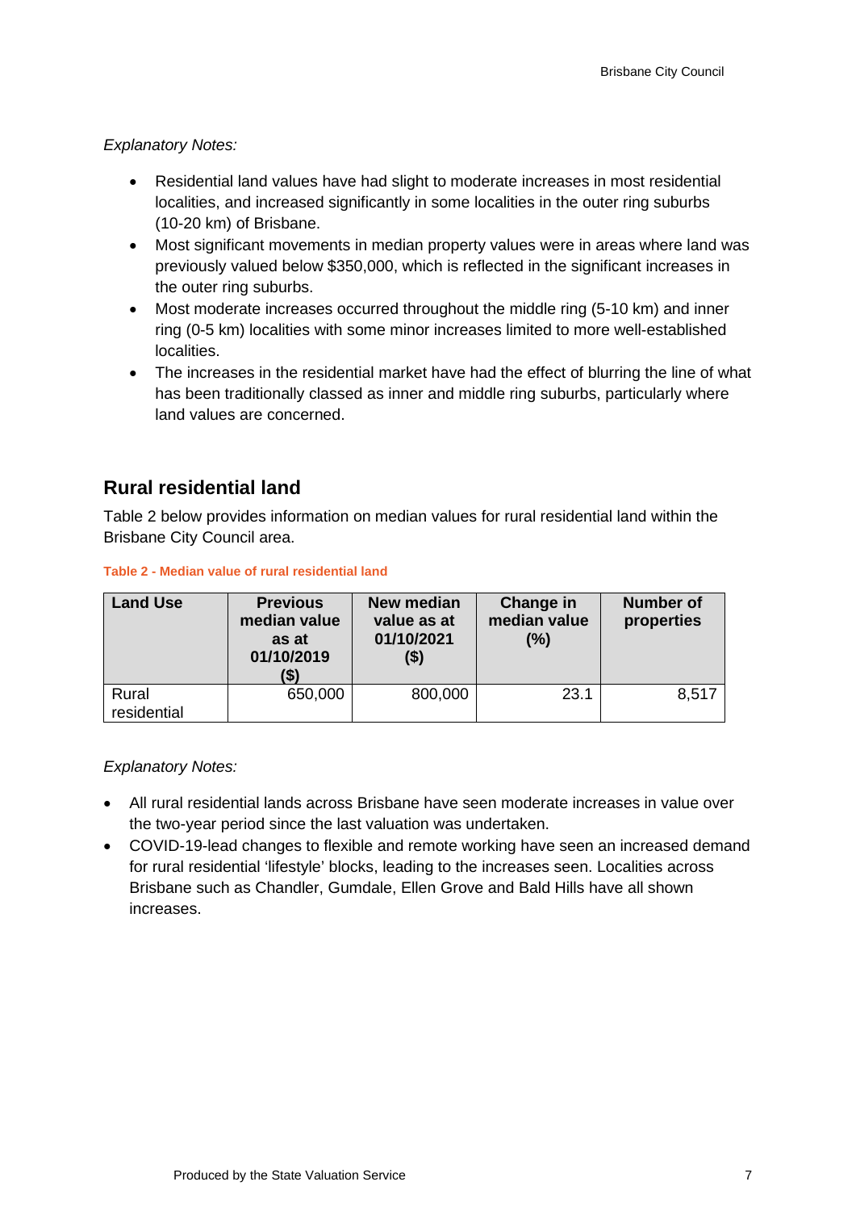*Explanatory Notes:*

- Residential land values have had slight to moderate increases in most residential localities, and increased significantly in some localities in the outer ring suburbs (10-20 km) of Brisbane.
- Most significant movements in median property values were in areas where land was previously valued below $350,000, which is reflected in the significant increases in the outer ring suburbs.
- Most moderate increases occurred throughout the middle ring (5-10 km) and inner ring (0-5 km) localities with some minor increases limited to more well-established localities.
- The increases in the residential market have had the effect of blurring the line of what has been traditionally classed as inner and middle ring suburbs, particularly where land values are concerned.

## Rural residential land

Table 2 below provides information on median values for rural residential land within the Brisbane City Council area.

**Table 2 - Median value of rural residential land**

| Land Use | Previous median value as at 01/10/2019 ($) | New median value as at 01/10/2021 ($) | Change in median value (%) | Number of properties |
|---|---|---|---|---|
| Rural residential | 650,000 | 800,000 | 23.1 | 8,517 |

*Explanatory Notes:*

- All rural residential lands across Brisbane have seen moderate increases in value over the two-year period since the last valuation was undertaken.
- COVID-19-lead changes to flexible and remote working have seen an increased demand for rural residential 'lifestyle' blocks, leading to the increases seen. Localities across Brisbane such as Chandler, Gumdale, Ellen Grove and Bald Hills have all shown increases.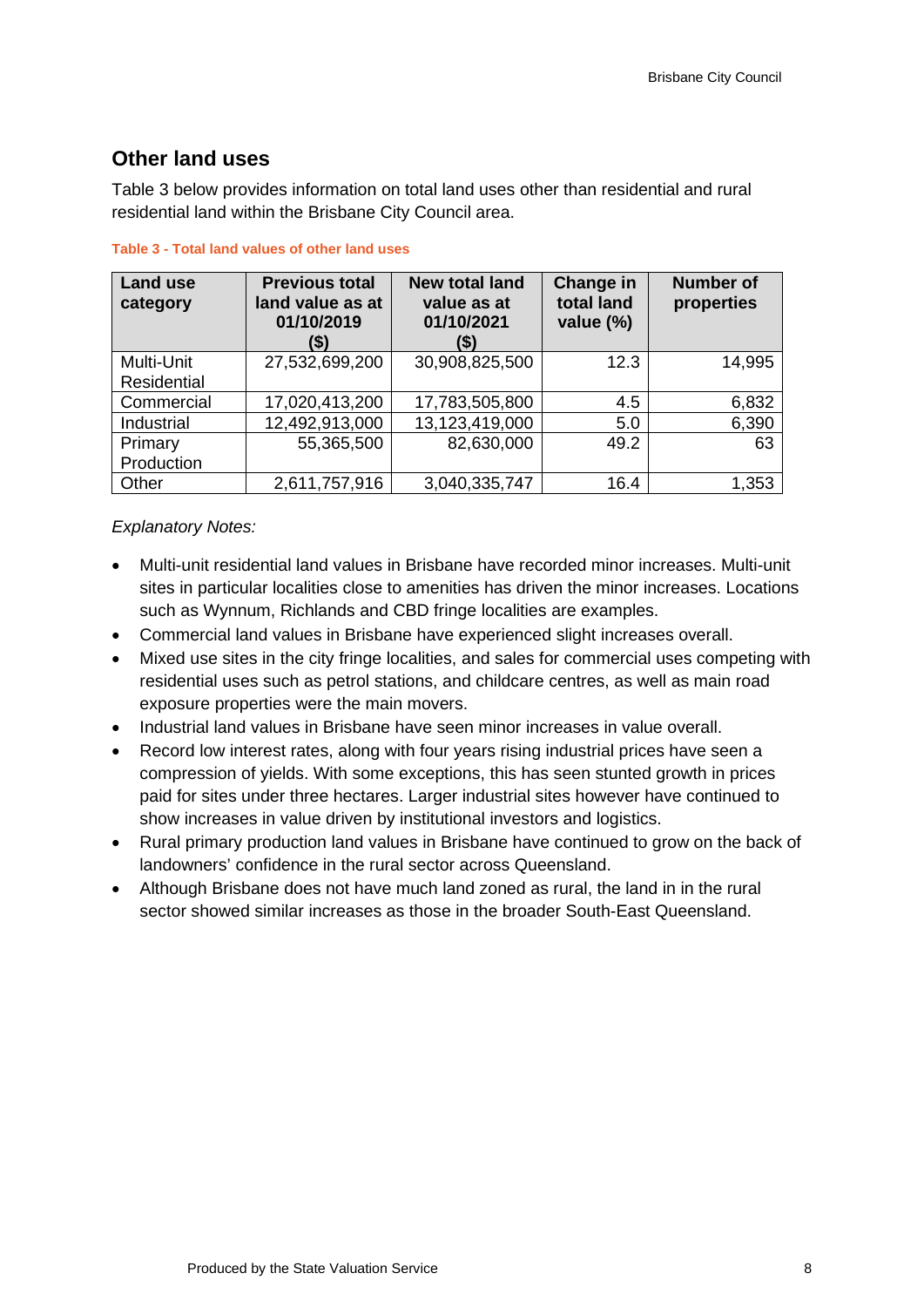## Other land uses

Table 3 below provides information on total land uses other than residential and rural residential land within the Brisbane City Council area.

**Table 3 - Total land values of other land uses**

| Land use category | Previous total land value as at 01/10/2019 ($) | New total land value as at 01/10/2021 ($) | Change in total land value (%) | Number of properties |
|---|---|---|---|---|
| Multi-Unit Residential | 27,532,699,200 | 30,908,825,500 | 12.3 | 14,995 |
| Commercial | 17,020,413,200 | 17,783,505,800 | 4.5 | 6,832 |
| Industrial | 12,492,913,000 | 13,123,419,000 | 5.0 | 6,390 |
| Primary Production | 55,365,500 | 82,630,000 | 49.2 | 63 |
| Other | 2,611,757,916 | 3,040,335,747 | 16.4 | 1,353 |

*Explanatory Notes:*

- Multi-unit residential land values in Brisbane have recorded minor increases. Multi-unit sites in particular localities close to amenities has driven the minor increases. Locations such as Wynnum, Richlands and CBD fringe localities are examples.
- Commercial land values in Brisbane have experienced slight increases overall.
- Mixed use sites in the city fringe localities, and sales for commercial uses competing with residential uses such as petrol stations, and childcare centres, as well as main road exposure properties were the main movers.
- Industrial land values in Brisbane have seen minor increases in value overall.
- Record low interest rates, along with four years rising industrial prices have seen a compression of yields. With some exceptions, this has seen stunted growth in prices paid for sites under three hectares. Larger industrial sites however have continued to show increases in value driven by institutional investors and logistics.
- Rural primary production land values in Brisbane have continued to grow on the back of landowners' confidence in the rural sector across Queensland.
- Although Brisbane does not have much land zoned as rural, the land in in the rural sector showed similar increases as those in the broader South-East Queensland.